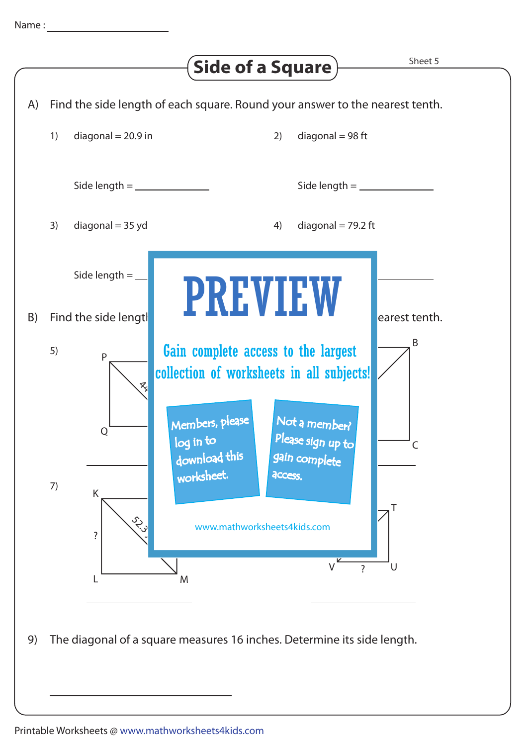Name : ______________

# Side of a Square

Sheet 5

A) Find the side length of each square. Round your answer to the nearest tenth.

1) diagonal = 20.9 in

Side length = ____________

2) diagonal = 98 ft

Side length = ____________

3) diagonal = 35 yd

Side length = ____________

4) diagonal = 79.2 ft

Side length = ____________

B) Find the side length ... earest tenth.

5) P, Q, 44

B, C

7) K, L, M, ?, 52.3

T, U, V, ?

# PREVIEW

Gain complete access to the largest collection of worksheets in all subjects!

Members, please log in to download this worksheet.

Not a member? Please sign up to gain complete access.

www.mathworksheets4kids.com

9) The diagonal of a square measures 16 inches. Determine its side length.

____________

Printable Worksheets @ www.mathworksheets4kids.com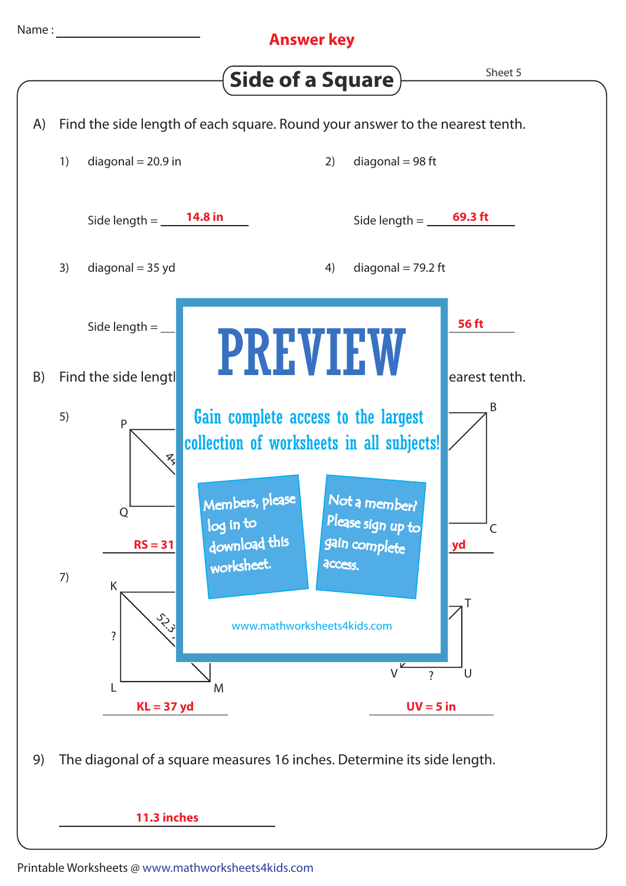Name : ____________________

**Answer key**

# Side of a Square

Sheet 5

A) Find the side length of each square. Round your answer to the nearest tenth.

1) diagonal = 20.9 in

Side length = **14.8 in**

2) diagonal = 98 ft

Side length = **69.3 ft**

3) diagonal = 35 yd

Side length = ____

4) diagonal = 79.2 ft

**56 ft**

B) Find the side lengt ... earest tenth.

5)

P

44

Q

**RS = 31**

B

C

**yd**

7)

K

52.3

?

L

M

**KL = 37 yd**

T

V ? U

**UV = 5 in**

PREVIEW

Gain complete access to the largest collection of worksheets in all subjects!

Members, please log in to download this worksheet.

Not a member? Please sign up to gain complete access.

www.mathworksheets4kids.com

9) The diagonal of a square measures 16 inches. Determine its side length.

**11.3 inches**

Printable Worksheets @ www.mathworksheets4kids.com